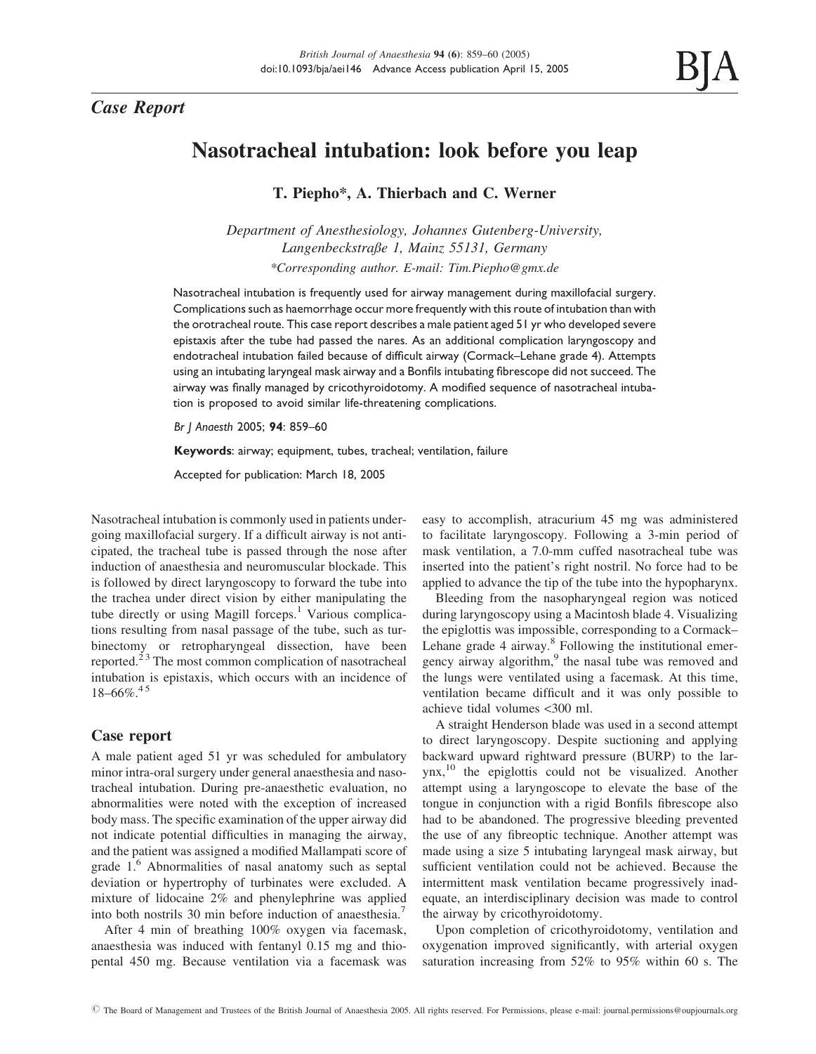*Case Report*

# Nasotracheal intubation: look before you leap

**T. Piepho\*, A. Thierbach and C. Werner**

*Department of Anesthesiology, Johannes Gutenberg-University, Langenbeckstraße 1, Mainz 55131, Germany*

*\*Corresponding author. E-mail: Tim.Piepho@gmx.de*

Nasotracheal intubation is frequently used for airway management during maxillofacial surgery. Complications such as haemorrhage occur more frequently with this route of intubation than with the orotracheal route. This case report describes a male patient aged 51 yr who developed severe epistaxis after the tube had passed the nares. As an additional complication laryngoscopy and endotracheal intubation failed because of difficult airway (Cormack–Lehane grade 4). Attempts using an intubating laryngeal mask airway and a Bonfils intubating fibrescope did not succeed. The airway was finally managed by cricothyroidotomy. A modified sequence of nasotracheal intubation is proposed to avoid similar life-threatening complications.

*Br J Anaesth* 2005; **94**: 859–60

**Keywords**: airway; equipment, tubes, tracheal; ventilation, failure

Accepted for publication: March 18, 2005

Nasotracheal intubation is commonly used in patients undergoing maxillofacial surgery. If a difficult airway is not anticipated, the tracheal tube is passed through the nose after induction of anaesthesia and neuromuscular blockade. This is followed by direct laryngoscopy to forward the tube into the trachea under direct vision by either manipulating the tube directly or using Magill forceps.[1] Various complications resulting from nasal passage of the tube, such as turbinectomy or retropharyngeal dissection, have been reported.[2,3] The most common complication of nasotracheal intubation is epistaxis, which occurs with an incidence of 18–66%.[4,5]

## Case report

A male patient aged 51 yr was scheduled for ambulatory minor intra-oral surgery under general anaesthesia and nasotracheal intubation. During pre-anaesthetic evaluation, no abnormalities were noted with the exception of increased body mass. The specific examination of the upper airway did not indicate potential difficulties in managing the airway, and the patient was assigned a modified Mallampati score of grade 1.[6] Abnormalities of nasal anatomy such as septal deviation or hypertrophy of turbinates were excluded. A mixture of lidocaine 2% and phenylephrine was applied into both nostrils 30 min before induction of anaesthesia.[7]

After 4 min of breathing 100% oxygen via facemask, anaesthesia was induced with fentanyl 0.15 mg and thiopental 450 mg. Because ventilation via a facemask was easy to accomplish, atracurium 45 mg was administered to facilitate laryngoscopy. Following a 3-min period of mask ventilation, a 7.0-mm cuffed nasotracheal tube was inserted into the patient's right nostril. No force had to be applied to advance the tip of the tube into the hypopharynx.

Bleeding from the nasopharyngeal region was noticed during laryngoscopy using a Macintosh blade 4. Visualizing the epiglottis was impossible, corresponding to a Cormack–Lehane grade 4 airway.[8] Following the institutional emergency airway algorithm,[9] the nasal tube was removed and the lungs were ventilated using a facemask. At this time, ventilation became difficult and it was only possible to achieve tidal volumes <300 ml.

A straight Henderson blade was used in a second attempt to direct laryngoscopy. Despite suctioning and applying backward upward rightward pressure (BURP) to the larynx,[10] the epiglottis could not be visualized. Another attempt using a laryngoscope to elevate the base of the tongue in conjunction with a rigid Bonfils fibrescope also had to be abandoned. The progressive bleeding prevented the use of any fibreoptic technique. Another attempt was made using a size 5 intubating laryngeal mask airway, but sufficient ventilation could not be achieved. Because the intermittent mask ventilation became progressively inadequate, an interdisciplinary decision was made to control the airway by cricothyroidotomy.

Upon completion of cricothyroidotomy, ventilation and oxygenation improved significantly, with arterial oxygen saturation increasing from 52% to 95% within 60 s. The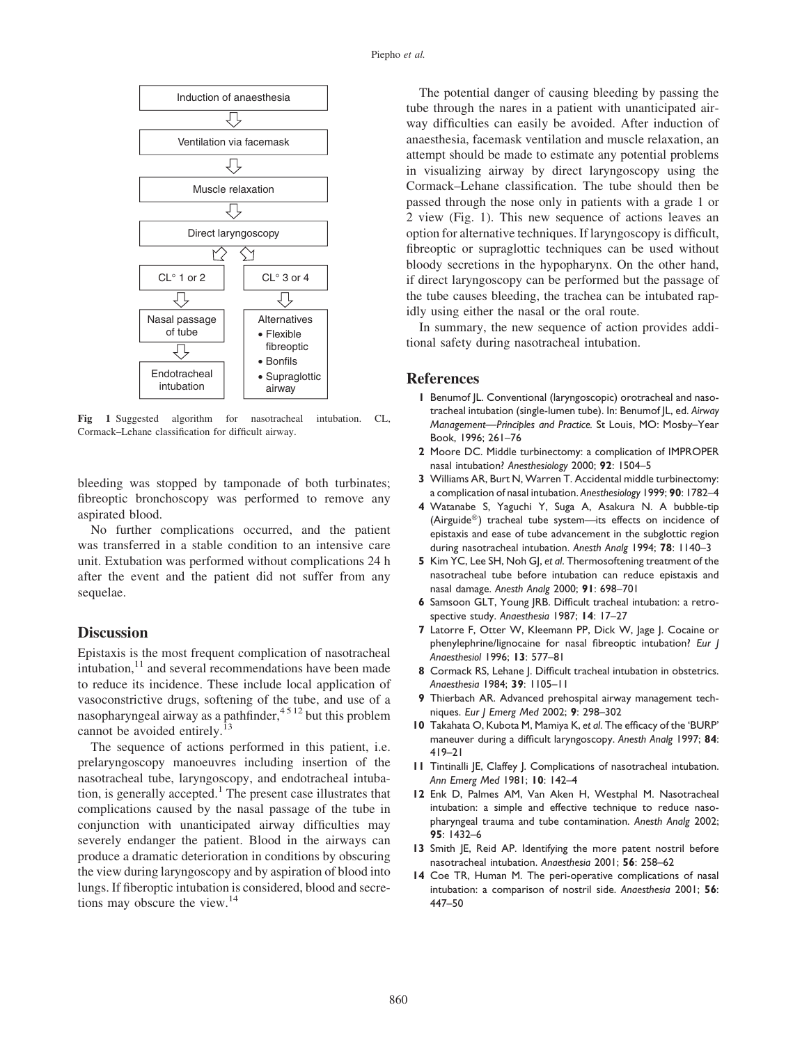Induction of anaesthesia

Ventilation via facemask

Muscle relaxation

Direct laryngoscopy

CL° 1 or 2

CL° 3 or 4

Nasal passage of tube

Endotracheal intubation

Alternatives
- Flexible fibreoptic
- Bonfils
- Supraglottic airway

**Fig 1** Suggested algorithm for nasotracheal intubation. CL, Cormack–Lehane classification for difficult airway.

bleeding was stopped by tamponade of both turbinates; fibreoptic bronchoscopy was performed to remove any aspirated blood.

No further complications occurred, and the patient was transferred in a stable condition to an intensive care unit. Extubation was performed without complications 24 h after the event and the patient did not suffer from any sequelae.

## Discussion

Epistaxis is the most frequent complication of nasotracheal intubation,[11] and several recommendations have been made to reduce its incidence. These include local application of vasoconstrictive drugs, softening of the tube, and use of a nasopharyngeal airway as a pathfinder,[4 5 12] but this problem cannot be avoided entirely.[13]

The sequence of actions performed in this patient, i.e. prelaryngoscopy manoeuvres including insertion of the nasotracheal tube, laryngoscopy, and endotracheal intubation, is generally accepted.[1] The present case illustrates that complications caused by the nasal passage of the tube in conjunction with unanticipated airway difficulties may severely endanger the patient. Blood in the airways can produce a dramatic deterioration in conditions by obscuring the view during laryngoscopy and by aspiration of blood into lungs. If fiberoptic intubation is considered, blood and secretions may obscure the view.[14]

The potential danger of causing bleeding by passing the tube through the nares in a patient with unanticipated airway difficulties can easily be avoided. After induction of anaesthesia, facemask ventilation and muscle relaxation, an attempt should be made to estimate any potential problems in visualizing airway by direct laryngoscopy using the Cormack–Lehane classification. The tube should then be passed through the nose only in patients with a grade 1 or 2 view (Fig. 1). This new sequence of actions leaves an option for alternative techniques. If laryngoscopy is difficult, fibreoptic or supraglottic techniques can be used without bloody secretions in the hypopharynx. On the other hand, if direct laryngoscopy can be performed but the passage of the tube causes bleeding, the trachea can be intubated rapidly using either the nasal or the oral route.

In summary, the new sequence of action provides additional safety during nasotracheal intubation.

## References

1. Benumof JL. Conventional (laryngoscopic) orotracheal and nasotracheal intubation (single-lumen tube). In: Benumof JL, ed. *Airway Management—Principles and Practice.* St Louis, MO: Mosby–Year Book, 1996; 261–76
2. Moore DC. Middle turbinectomy: a complication of IMPROPER nasal intubation? *Anesthesiology* 2000; **92**: 1504–5
3. Williams AR, Burt N, Warren T. Accidental middle turbinectomy: a complication of nasal intubation. *Anesthesiology* 1999; **90**: 1782–4
4. Watanabe S, Yaguchi Y, Suga A, Asakura N. A bubble-tip (Airguide®) tracheal tube system—its effects on incidence of epistaxis and ease of tube advancement in the subglottic region during nasotracheal intubation. *Anesth Analg* 1994; **78**: 1140–3
5. Kim YC, Lee SH, Noh GJ, *et al.* Thermosoftening treatment of the nasotracheal tube before intubation can reduce epistaxis and nasal damage. *Anesth Analg* 2000; **91**: 698–701
6. Samsoon GLT, Young JRB. Difficult tracheal intubation: a retrospective study. *Anaesthesia* 1987; **14**: 17–27
7. Latorre F, Otter W, Kleemann PP, Dick W, Jage J. Cocaine or phenylephrine/lignocaine for nasal fibreoptic intubation? *Eur J Anaesthesiol* 1996; **13**: 577–81
8. Cormack RS, Lehane J. Difficult tracheal intubation in obstetrics. *Anaesthesia* 1984; **39**: 1105–11
9. Thierbach AR. Advanced prehospital airway management techniques. *Eur J Emerg Med* 2002; **9**: 298–302
10. Takahata O, Kubota M, Mamiya K, *et al.* The efficacy of the 'BURP' maneuver during a difficult laryngoscopy. *Anesth Analg* 1997; **84**: 419–21
11. Tintinalli JE, Claffey J. Complications of nasotracheal intubation. *Ann Emerg Med* 1981; **10**: 142–4
12. Enk D, Palmes AM, Van Aken H, Westphal M. Nasotracheal intubation: a simple and effective technique to reduce nasopharyngeal trauma and tube contamination. *Anesth Analg* 2002; **95**: 1432–6
13. Smith JE, Reid AP. Identifying the more patent nostril before nasotracheal intubation. *Anaesthesia* 2001; **56**: 258–62
14. Coe TR, Human M. The peri-operative complications of nasal intubation: a comparison of nostril side. *Anaesthesia* 2001; **56**: 447–50